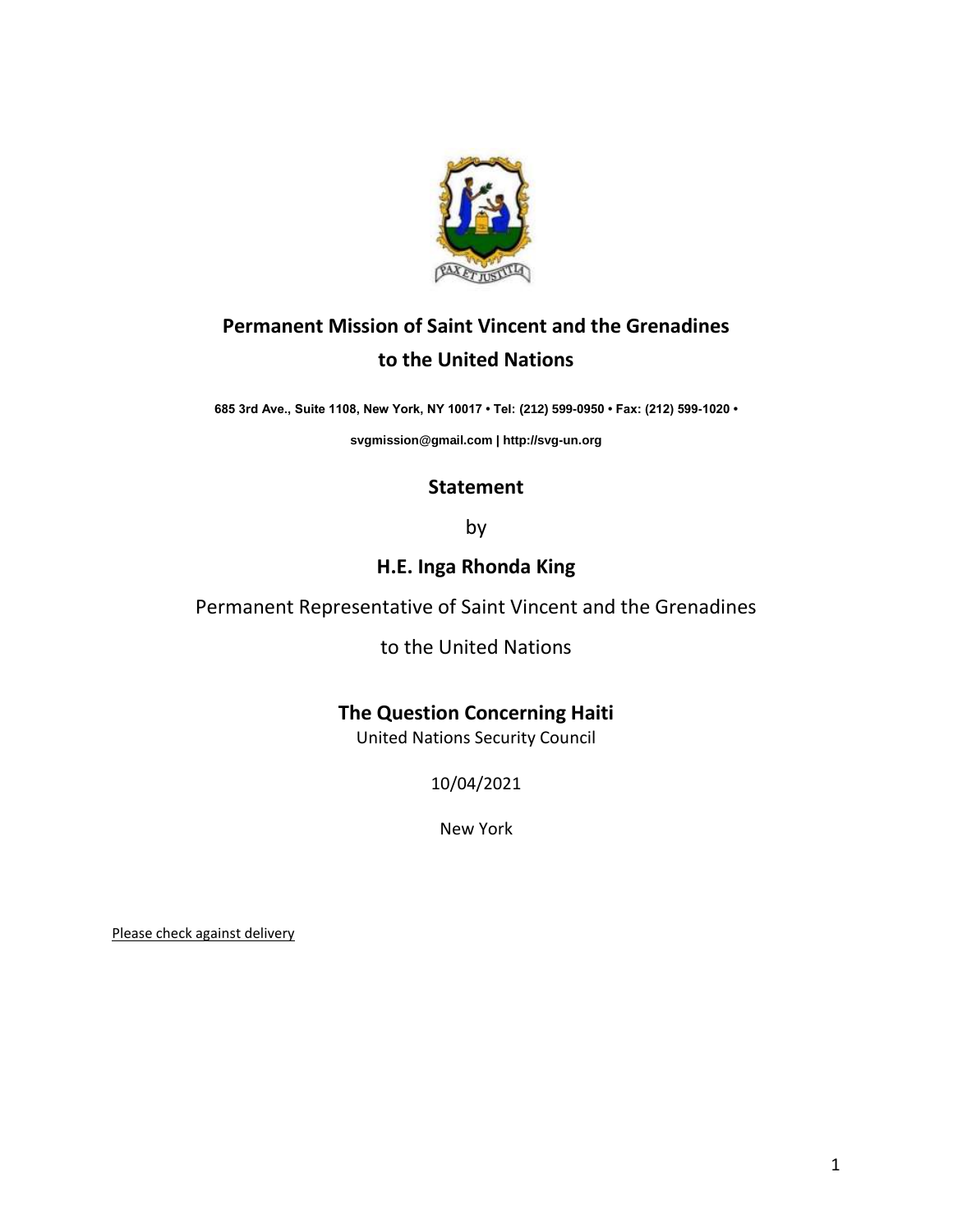**Permanent Mission of Saint Vincent and the Grenadines to the United Nations**

**685 3rd Ave., Suite 1108, New York, NY 10017 • Tel: (212) 599-0950 • Fax: (212) 599-1020 •**

**svgmission@gmail.com | http://svg-un.org**

# Statement

by

## H.E. Inga Rhonda King

Permanent Representative of Saint Vincent and the Grenadines

to the United Nations

## The Question Concerning Haiti

United Nations Security Council

10/04/2021

New York

Please check against delivery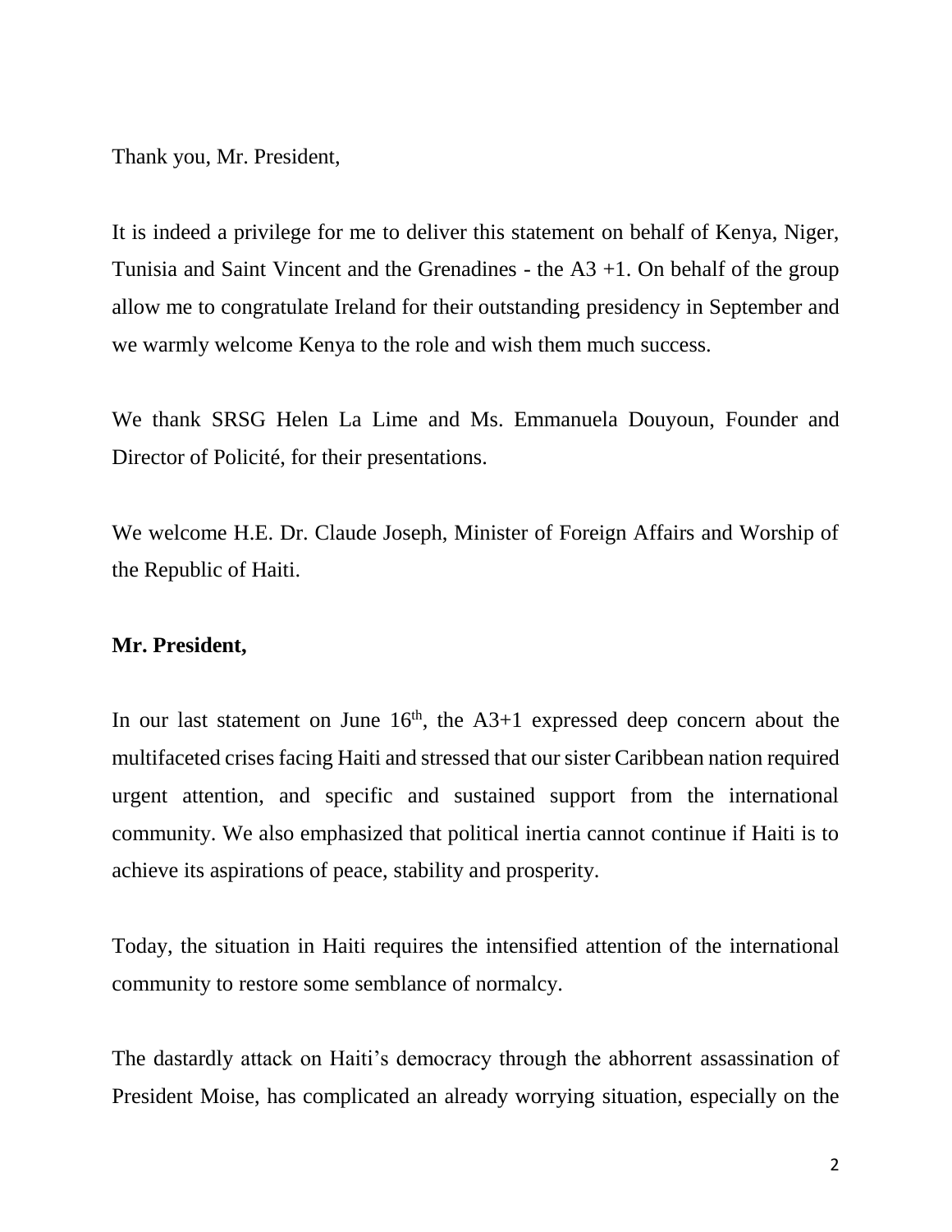Thank you, Mr. President,

It is indeed a privilege for me to deliver this statement on behalf of Kenya, Niger, Tunisia and Saint Vincent and the Grenadines - the A3 +1. On behalf of the group allow me to congratulate Ireland for their outstanding presidency in September and we warmly welcome Kenya to the role and wish them much success.

We thank SRSG Helen La Lime and Ms. Emmanuela Douyoun, Founder and Director of Policité, for their presentations.

We welcome H.E. Dr. Claude Joseph, Minister of Foreign Affairs and Worship of the Republic of Haiti.

**Mr. President,**

In our last statement on June 16th, the A3+1 expressed deep concern about the multifaceted crises facing Haiti and stressed that our sister Caribbean nation required urgent attention, and specific and sustained support from the international community. We also emphasized that political inertia cannot continue if Haiti is to achieve its aspirations of peace, stability and prosperity.

Today, the situation in Haiti requires the intensified attention of the international community to restore some semblance of normalcy.

The dastardly attack on Haiti's democracy through the abhorrent assassination of President Moise, has complicated an already worrying situation, especially on the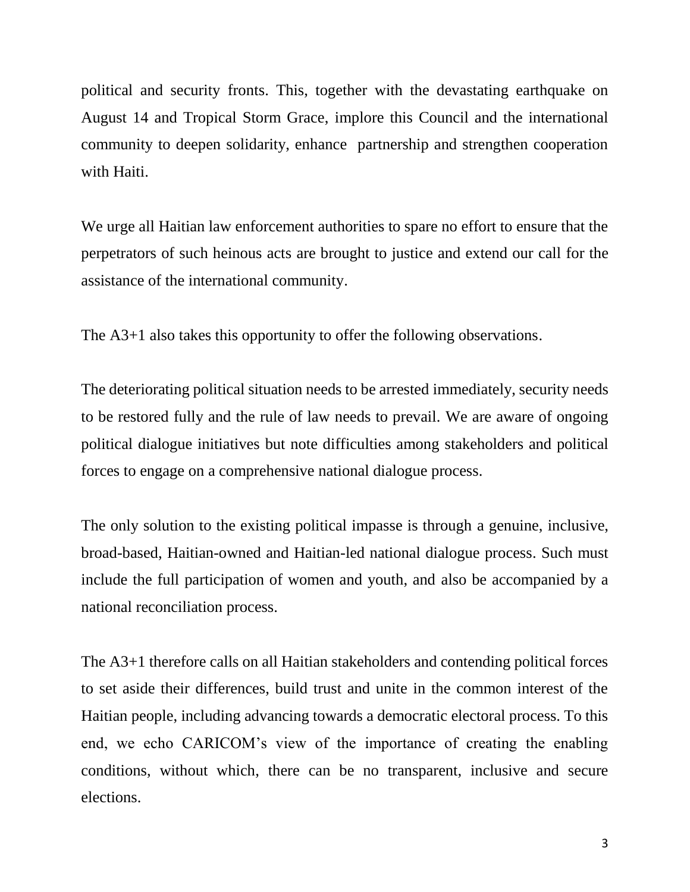political and security fronts. This, together with the devastating earthquake on August 14 and Tropical Storm Grace, implore this Council and the international community to deepen solidarity, enhance partnership and strengthen cooperation with Haiti.

We urge all Haitian law enforcement authorities to spare no effort to ensure that the perpetrators of such heinous acts are brought to justice and extend our call for the assistance of the international community.

The A3+1 also takes this opportunity to offer the following observations.

The deteriorating political situation needs to be arrested immediately, security needs to be restored fully and the rule of law needs to prevail. We are aware of ongoing political dialogue initiatives but note difficulties among stakeholders and political forces to engage on a comprehensive national dialogue process.

The only solution to the existing political impasse is through a genuine, inclusive, broad-based, Haitian-owned and Haitian-led national dialogue process. Such must include the full participation of women and youth, and also be accompanied by a national reconciliation process.

The A3+1 therefore calls on all Haitian stakeholders and contending political forces to set aside their differences, build trust and unite in the common interest of the Haitian people, including advancing towards a democratic electoral process. To this end, we echo CARICOM's view of the importance of creating the enabling conditions, without which, there can be no transparent, inclusive and secure elections.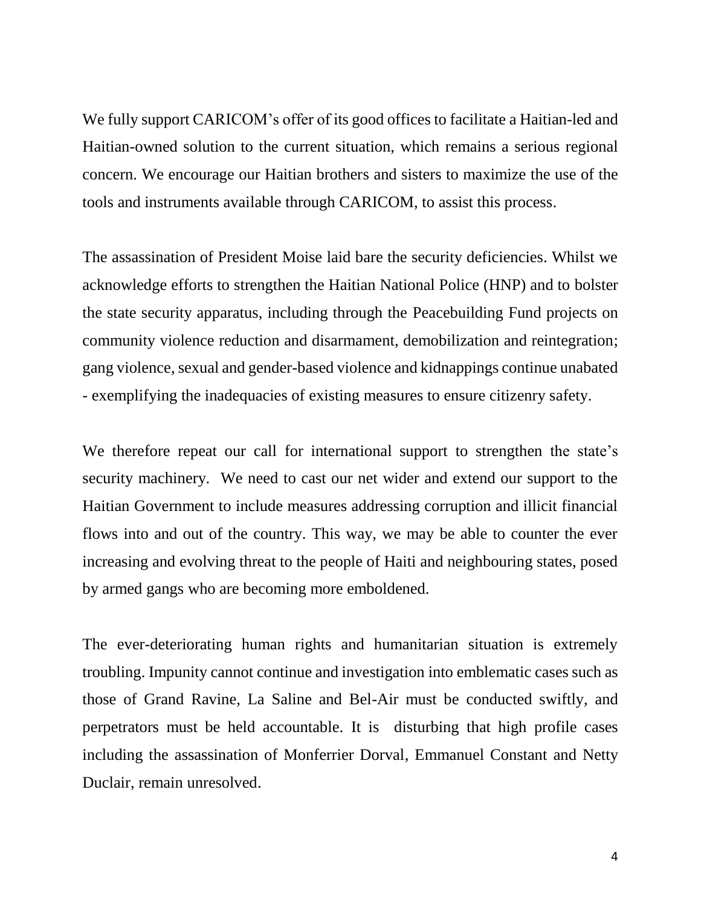We fully support CARICOM's offer of its good offices to facilitate a Haitian-led and Haitian-owned solution to the current situation, which remains a serious regional concern. We encourage our Haitian brothers and sisters to maximize the use of the tools and instruments available through CARICOM, to assist this process.

The assassination of President Moise laid bare the security deficiencies. Whilst we acknowledge efforts to strengthen the Haitian National Police (HNP) and to bolster the state security apparatus, including through the Peacebuilding Fund projects on community violence reduction and disarmament, demobilization and reintegration; gang violence, sexual and gender-based violence and kidnappings continue unabated - exemplifying the inadequacies of existing measures to ensure citizenry safety.

We therefore repeat our call for international support to strengthen the state's security machinery. We need to cast our net wider and extend our support to the Haitian Government to include measures addressing corruption and illicit financial flows into and out of the country. This way, we may be able to counter the ever increasing and evolving threat to the people of Haiti and neighbouring states, posed by armed gangs who are becoming more emboldened.

The ever-deteriorating human rights and humanitarian situation is extremely troubling. Impunity cannot continue and investigation into emblematic cases such as those of Grand Ravine, La Saline and Bel-Air must be conducted swiftly, and perpetrators must be held accountable. It is disturbing that high profile cases including the assassination of Monferrier Dorval, Emmanuel Constant and Netty Duclair, remain unresolved.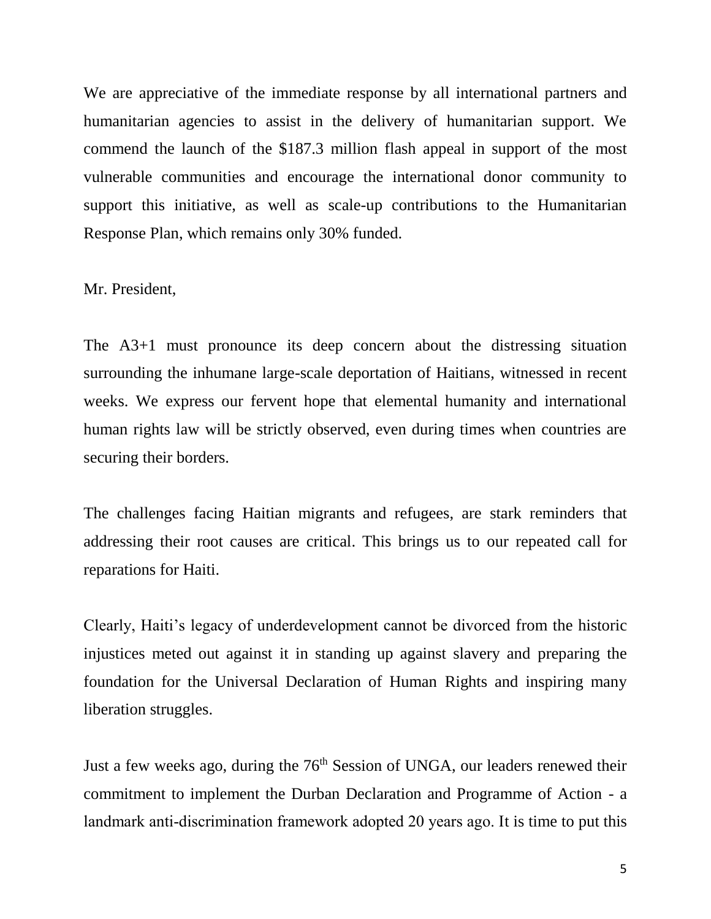We are appreciative of the immediate response by all international partners and humanitarian agencies to assist in the delivery of humanitarian support. We commend the launch of the $187.3 million flash appeal in support of the most vulnerable communities and encourage the international donor community to support this initiative, as well as scale-up contributions to the Humanitarian Response Plan, which remains only 30% funded.

Mr. President,

The A3+1 must pronounce its deep concern about the distressing situation surrounding the inhumane large-scale deportation of Haitians, witnessed in recent weeks. We express our fervent hope that elemental humanity and international human rights law will be strictly observed, even during times when countries are securing their borders.

The challenges facing Haitian migrants and refugees, are stark reminders that addressing their root causes are critical. This brings us to our repeated call for reparations for Haiti.

Clearly, Haiti's legacy of underdevelopment cannot be divorced from the historic injustices meted out against it in standing up against slavery and preparing the foundation for the Universal Declaration of Human Rights and inspiring many liberation struggles.

Just a few weeks ago, during the 76th Session of UNGA, our leaders renewed their commitment to implement the Durban Declaration and Programme of Action - a landmark anti-discrimination framework adopted 20 years ago. It is time to put this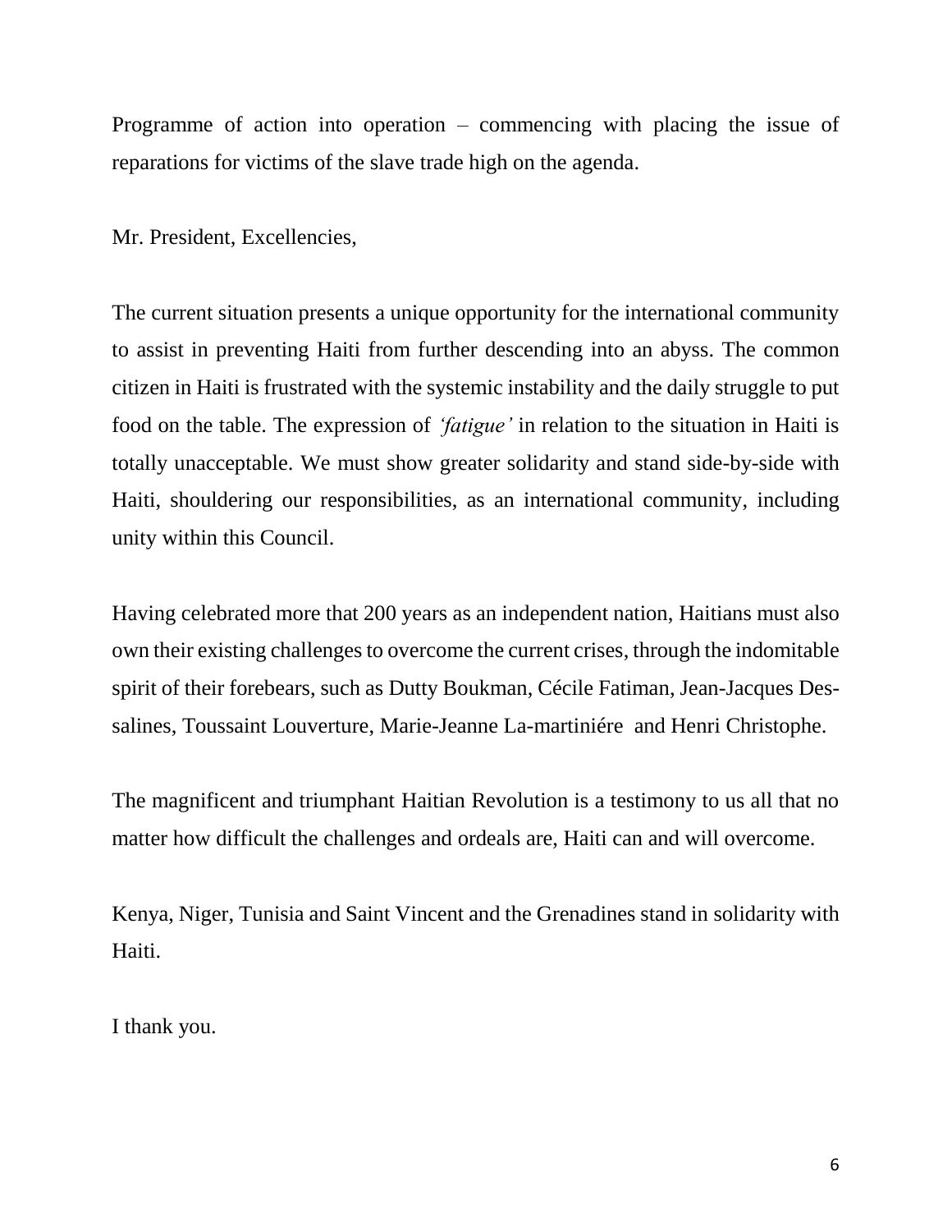Programme of action into operation – commencing with placing the issue of reparations for victims of the slave trade high on the agenda.

Mr. President, Excellencies,

The current situation presents a unique opportunity for the international community to assist in preventing Haiti from further descending into an abyss. The common citizen in Haiti is frustrated with the systemic instability and the daily struggle to put food on the table. The expression of *'fatigue'* in relation to the situation in Haiti is totally unacceptable. We must show greater solidarity and stand side-by-side with Haiti, shouldering our responsibilities, as an international community, including unity within this Council.

Having celebrated more that 200 years as an independent nation, Haitians must also own their existing challenges to overcome the current crises, through the indomitable spirit of their forebears, such as Dutty Boukman, Cécile Fatiman, Jean-Jacques Dessalines, Toussaint Louverture, Marie-Jeanne La-martiniére and Henri Christophe.

The magnificent and triumphant Haitian Revolution is a testimony to us all that no matter how difficult the challenges and ordeals are, Haiti can and will overcome.

Kenya, Niger, Tunisia and Saint Vincent and the Grenadines stand in solidarity with Haiti.

I thank you.